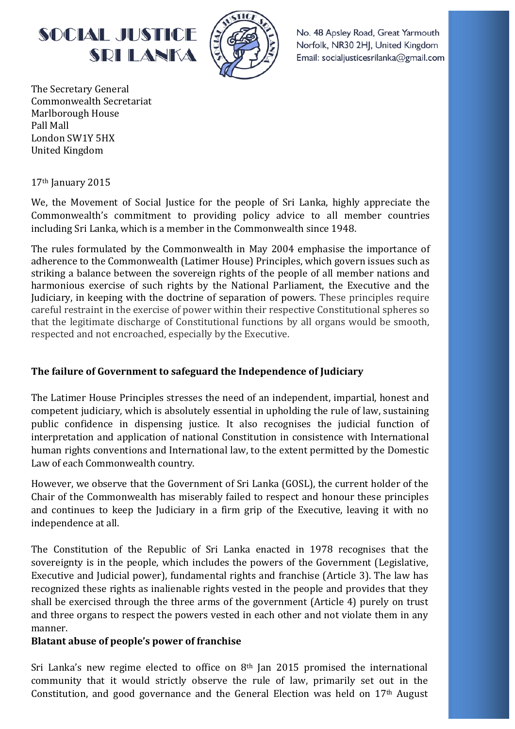# SOCIAL JUSTICE SRI LANKA

No. 48 Apsley Road, Great Yarmouth
Norfolk, NR30 2HJ, United Kingdom
Email: socialjusticesrilanka@gmail.com

The Secretary General
Commonwealth Secretariat
Marlborough House
Pall Mall
London SW1Y 5HX
United Kingdom

17th January 2015

We, the Movement of Social Justice for the people of Sri Lanka, highly appreciate the Commonwealth's commitment to providing policy advice to all member countries including Sri Lanka, which is a member in the Commonwealth since 1948.

The rules formulated by the Commonwealth in May 2004 emphasise the importance of adherence to the Commonwealth (Latimer House) Principles, which govern issues such as striking a balance between the sovereign rights of the people of all member nations and harmonious exercise of such rights by the National Parliament, the Executive and the Judiciary, in keeping with the doctrine of separation of powers. These principles require careful restraint in the exercise of power within their respective Constitutional spheres so that the legitimate discharge of Constitutional functions by all organs would be smooth, respected and not encroached, especially by the Executive.

**The failure of Government to safeguard the Independence of Judiciary**

The Latimer House Principles stresses the need of an independent, impartial, honest and competent judiciary, which is absolutely essential in upholding the rule of law, sustaining public confidence in dispensing justice. It also recognises the judicial function of interpretation and application of national Constitution in consistence with International human rights conventions and International law, to the extent permitted by the Domestic Law of each Commonwealth country.

However, we observe that the Government of Sri Lanka (GOSL), the current holder of the Chair of the Commonwealth has miserably failed to respect and honour these principles and continues to keep the Judiciary in a firm grip of the Executive, leaving it with no independence at all.

The Constitution of the Republic of Sri Lanka enacted in 1978 recognises that the sovereignty is in the people, which includes the powers of the Government (Legislative, Executive and Judicial power), fundamental rights and franchise (Article 3). The law has recognized these rights as inalienable rights vested in the people and provides that they shall be exercised through the three arms of the government (Article 4) purely on trust and three organs to respect the powers vested in each other and not violate them in any manner.

**Blatant abuse of people's power of franchise**

Sri Lanka's new regime elected to office on 8th Jan 2015 promised the international community that it would strictly observe the rule of law, primarily set out in the Constitution, and good governance and the General Election was held on 17th August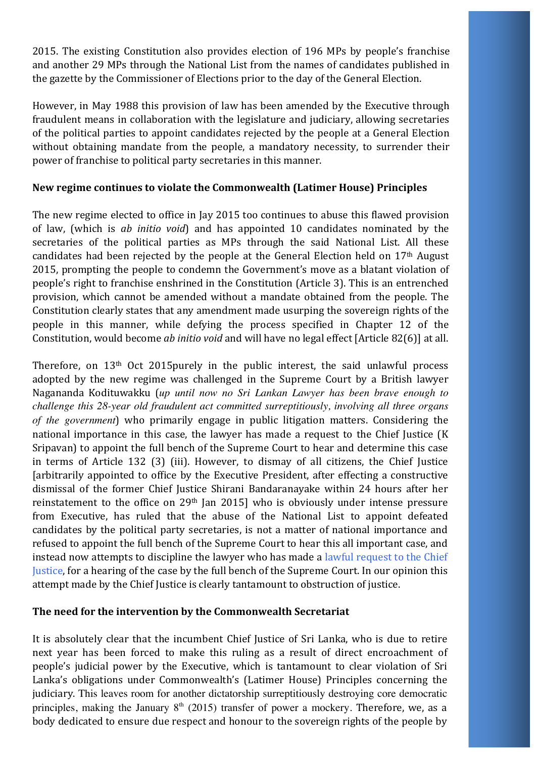2015. The existing Constitution also provides election of 196 MPs by people's franchise and another 29 MPs through the National List from the names of candidates published in the gazette by the Commissioner of Elections prior to the day of the General Election.

However, in May 1988 this provision of law has been amended by the Executive through fraudulent means in collaboration with the legislature and judiciary, allowing secretaries of the political parties to appoint candidates rejected by the people at a General Election without obtaining mandate from the people, a mandatory necessity, to surrender their power of franchise to political party secretaries in this manner.

**New regime continues to violate the Commonwealth (Latimer House) Principles**

The new regime elected to office in Jay 2015 too continues to abuse this flawed provision of law, (which is *ab initio void*) and has appointed 10 candidates nominated by the secretaries of the political parties as MPs through the said National List. All these candidates had been rejected by the people at the General Election held on 17th August 2015, prompting the people to condemn the Government's move as a blatant violation of people's right to franchise enshrined in the Constitution (Article 3). This is an entrenched provision, which cannot be amended without a mandate obtained from the people. The Constitution clearly states that any amendment made usurping the sovereign rights of the people in this manner, while defying the process specified in Chapter 12 of the Constitution, would become *ab initio void* and will have no legal effect [Article 82(6)] at all.

Therefore, on 13th Oct 2015purely in the public interest, the said unlawful process adopted by the new regime was challenged in the Supreme Court by a British lawyer Nagananda Kodituwakku (*up until now no Sri Lankan Lawyer has been brave enough to challenge this 28-year old fraudulent act committed surreptitiously, involving all three organs of the government*) who primarily engage in public litigation matters. Considering the national importance in this case, the lawyer has made a request to the Chief Justice (K Sripavan) to appoint the full bench of the Supreme Court to hear and determine this case in terms of Article 132 (3) (iii). However, to dismay of all citizens, the Chief Justice [arbitrarily appointed to office by the Executive President, after effecting a constructive dismissal of the former Chief Justice Shirani Bandaranayake within 24 hours after her reinstatement to the office on 29th Jan 2015] who is obviously under intense pressure from Executive, has ruled that the abuse of the National List to appoint defeated candidates by the political party secretaries, is not a matter of national importance and refused to appoint the full bench of the Supreme Court to hear this all important case, and instead now attempts to discipline the lawyer who has made a lawful request to the Chief Justice, for a hearing of the case by the full bench of the Supreme Court. In our opinion this attempt made by the Chief Justice is clearly tantamount to obstruction of justice.

**The need for the intervention by the Commonwealth Secretariat**

It is absolutely clear that the incumbent Chief Justice of Sri Lanka, who is due to retire next year has been forced to make this ruling as a result of direct encroachment of people's judicial power by the Executive, which is tantamount to clear violation of Sri Lanka's obligations under Commonwealth's (Latimer House) Principles concerning the judiciary. This leaves room for another dictatorship surreptitiously destroying core democratic principles, making the January 8th (2015) transfer of power a mockery. Therefore, we, as a body dedicated to ensure due respect and honour to the sovereign rights of the people by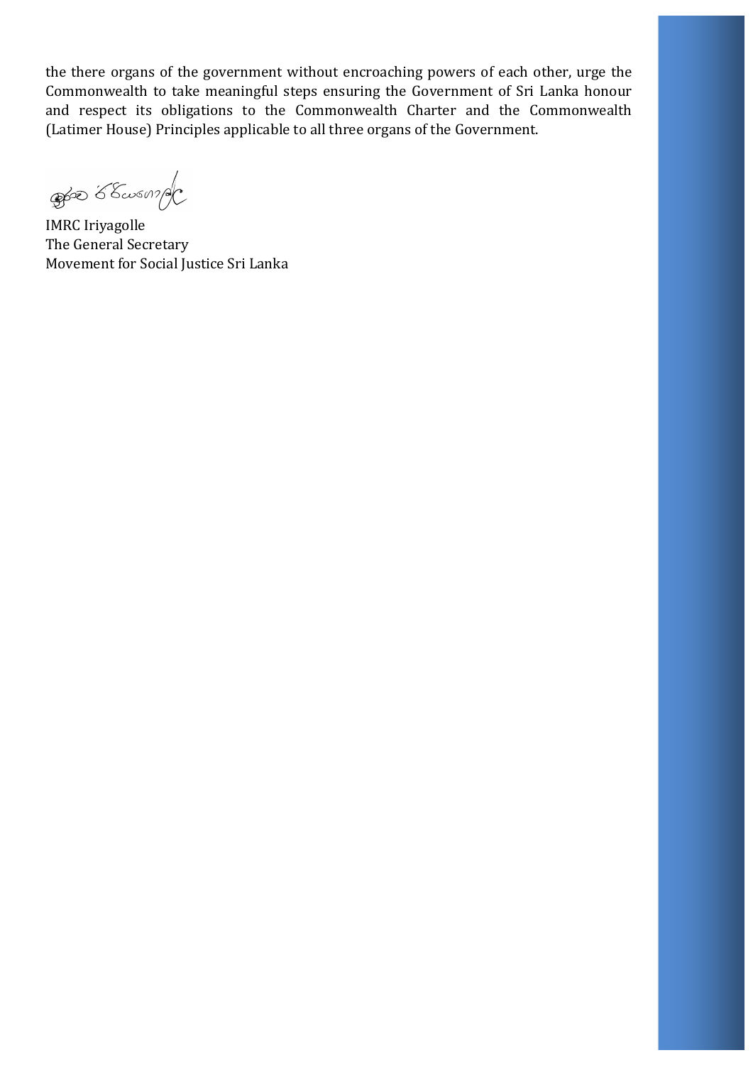the there organs of the government without encroaching powers of each other, urge the Commonwealth to take meaningful steps ensuring the Government of Sri Lanka honour and respect its obligations to the Commonwealth Charter and the Commonwealth (Latimer House) Principles applicable to all three organs of the Government.

IMRC Iriyagolle
The General Secretary
Movement for Social Justice Sri Lanka